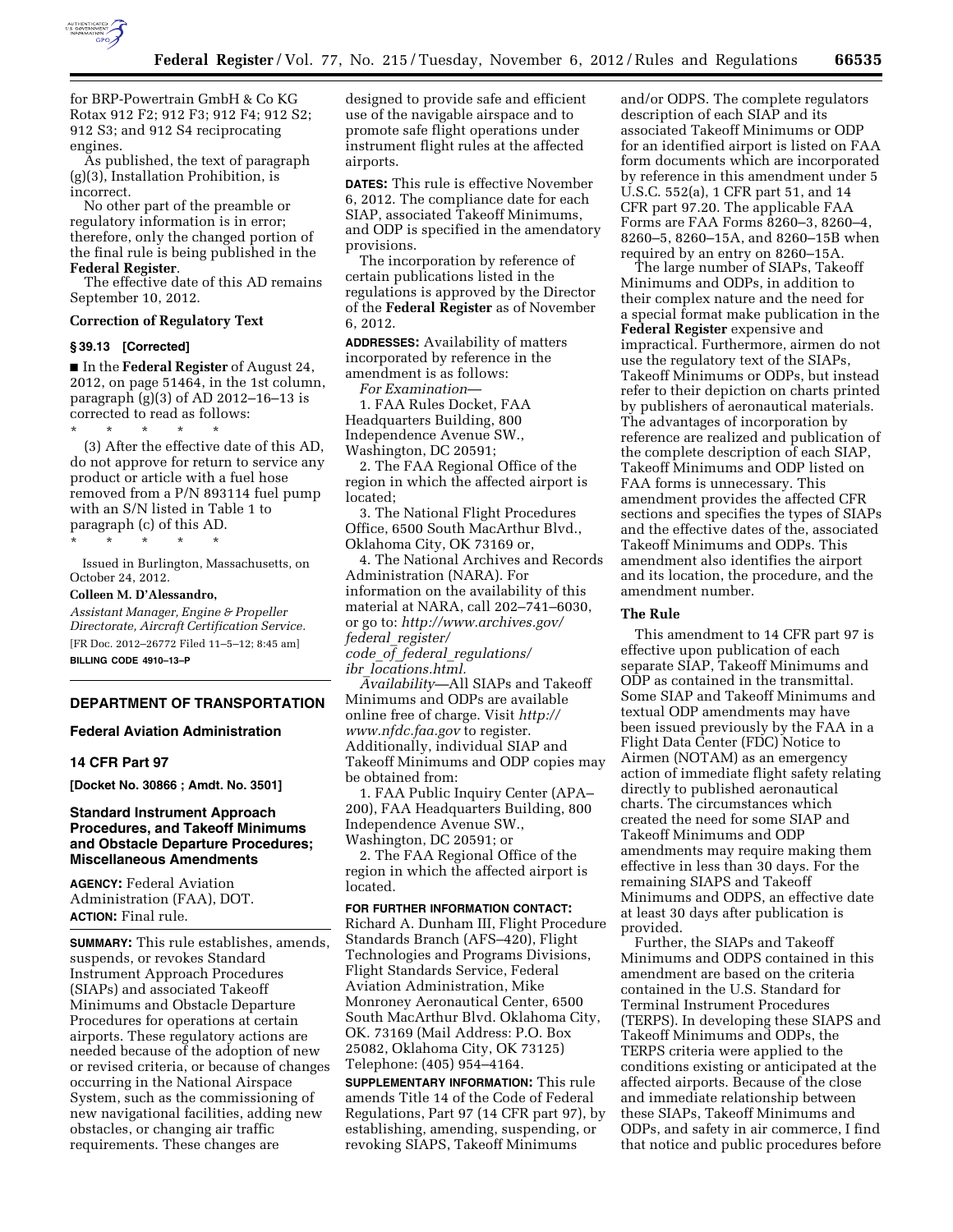for BRP-Powertrain GmbH & Co KG Rotax 912 F2; 912 F3; 912 F4; 912 S2; 912 S3; and 912 S4 reciprocating engines.

As published, the text of paragraph (g)(3), Installation Prohibition, is incorrect.

No other part of the preamble or regulatory information is in error; therefore, only the changed portion of the final rule is being published in the **Federal Register**.

The effective date of this AD remains September 10, 2012.

### Correction of Regulatory Text

### § 39.13 [Corrected]

■ In the **Federal Register** of August 24, 2012, on page 51464, in the 1st column, paragraph (g)(3) of AD 2012–16–13 is corrected to read as follows:

\* \* \* \* \*

(3) After the effective date of this AD, do not approve for return to service any product or article with a fuel hose removed from a P/N 893114 fuel pump with an S/N listed in Table 1 to paragraph (c) of this AD.

\* \* \* \* \*

Issued in Burlington, Massachusetts, on October 24, 2012.

**Colleen M. D'Alessandro,**

*Assistant Manager, Engine & Propeller Directorate, Aircraft Certification Service.*

[FR Doc. 2012–26772 Filed 11–5–12; 8:45 am]

**BILLING CODE 4910–13–P**

---

## DEPARTMENT OF TRANSPORTATION

### Federal Aviation Administration

### 14 CFR Part 97

**[Docket No. 30866 ; Amdt. No. 3501]**

### Standard Instrument Approach Procedures, and Takeoff Minimums and Obstacle Departure Procedures; Miscellaneous Amendments

**AGENCY:** Federal Aviation Administration (FAA), DOT.

**ACTION:** Final rule.

**SUMMARY:** This rule establishes, amends, suspends, or revokes Standard Instrument Approach Procedures (SIAPs) and associated Takeoff Minimums and Obstacle Departure Procedures for operations at certain airports. These regulatory actions are needed because of the adoption of new or revised criteria, or because of changes occurring in the National Airspace System, such as the commissioning of new navigational facilities, adding new obstacles, or changing air traffic requirements. These changes are designed to provide safe and efficient use of the navigable airspace and to promote safe flight operations under instrument flight rules at the affected airports.

**DATES:** This rule is effective November 6, 2012. The compliance date for each SIAP, associated Takeoff Minimums, and ODP is specified in the amendatory provisions.

The incorporation by reference of certain publications listed in the regulations is approved by the Director of the **Federal Register** as of November 6, 2012.

**ADDRESSES:** Availability of matters incorporated by reference in the amendment is as follows:

*For Examination*—

1. FAA Rules Docket, FAA Headquarters Building, 800 Independence Avenue SW., Washington, DC 20591;

2. The FAA Regional Office of the region in which the affected airport is located;

3. The National Flight Procedures Office, 6500 South MacArthur Blvd., Oklahoma City, OK 73169 or,

4. The National Archives and Records Administration (NARA). For information on the availability of this material at NARA, call 202–741–6030, or go to: *http://www.archives.gov/federal_register/code_of_federal_regulations/ibr_locations.html.*

*Availability*—All SIAPs and Takeoff Minimums and ODPs are available online free of charge. Visit *http://www.nfdc.faa.gov* to register. Additionally, individual SIAP and Takeoff Minimums and ODP copies may be obtained from:

1. FAA Public Inquiry Center (APA–200), FAA Headquarters Building, 800 Independence Avenue SW., Washington, DC 20591; or

2. The FAA Regional Office of the region in which the affected airport is located.

**FOR FURTHER INFORMATION CONTACT:** Richard A. Dunham III, Flight Procedure Standards Branch (AFS–420), Flight Technologies and Programs Divisions, Flight Standards Service, Federal Aviation Administration, Mike Monroney Aeronautical Center, 6500 South MacArthur Blvd. Oklahoma City, OK. 73169 (Mail Address: P.O. Box 25082, Oklahoma City, OK 73125) Telephone: (405) 954–4164.

**SUPPLEMENTARY INFORMATION:** This rule amends Title 14 of the Code of Federal Regulations, Part 97 (14 CFR part 97), by establishing, amending, suspending, or revoking SIAPS, Takeoff Minimums and/or ODPS. The complete regulators description of each SIAP and its associated Takeoff Minimums or ODP for an identified airport is listed on FAA form documents which are incorporated by reference in this amendment under 5 U.S.C. 552(a), 1 CFR part 51, and 14 CFR part 97.20. The applicable FAA Forms are FAA Forms 8260–3, 8260–4, 8260–5, 8260–15A, and 8260–15B when required by an entry on 8260–15A.

The large number of SIAPs, Takeoff Minimums and ODPs, in addition to their complex nature and the need for a special format make publication in the **Federal Register** expensive and impractical. Furthermore, airmen do not use the regulatory text of the SIAPs, Takeoff Minimums or ODPs, but instead refer to their depiction on charts printed by publishers of aeronautical materials. The advantages of incorporation by reference are realized and publication of the complete description of each SIAP, Takeoff Minimums and ODP listed on FAA forms is unnecessary. This amendment provides the affected CFR sections and specifies the types of SIAPs and the effective dates of the, associated Takeoff Minimums and ODPs. This amendment also identifies the airport and its location, the procedure, and the amendment number.

### The Rule

This amendment to 14 CFR part 97 is effective upon publication of each separate SIAP, Takeoff Minimums and ODP as contained in the transmittal. Some SIAP and Takeoff Minimums and textual ODP amendments may have been issued previously by the FAA in a Flight Data Center (FDC) Notice to Airmen (NOTAM) as an emergency action of immediate flight safety relating directly to published aeronautical charts. The circumstances which created the need for some SIAP and Takeoff Minimums and ODP amendments may require making them effective in less than 30 days. For the remaining SIAPS and Takeoff Minimums and ODPS, an effective date at least 30 days after publication is provided.

Further, the SIAPs and Takeoff Minimums and ODPS contained in this amendment are based on the criteria contained in the U.S. Standard for Terminal Instrument Procedures (TERPS). In developing these SIAPS and Takeoff Minimums and ODPs, the TERPS criteria were applied to the conditions existing or anticipated at the affected airports. Because of the close and immediate relationship between these SIAPs, Takeoff Minimums and ODPs, and safety in air commerce, I find that notice and public procedures before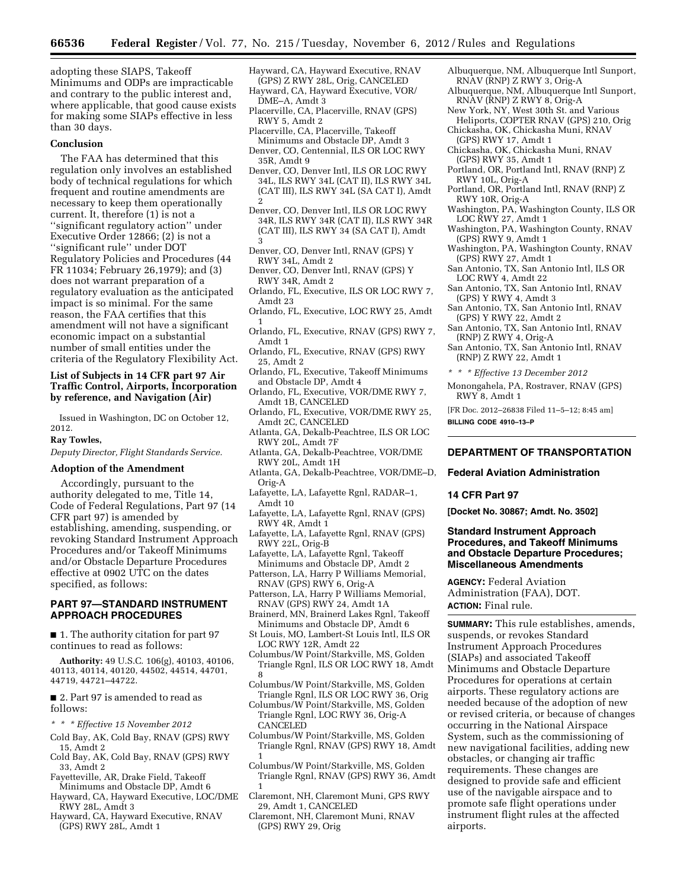adopting these SIAPS, Takeoff Minimums and ODPs are impracticable and contrary to the public interest and, where applicable, that good cause exists for making some SIAPs effective in less than 30 days.

### Conclusion

The FAA has determined that this regulation only involves an established body of technical regulations for which frequent and routine amendments are necessary to keep them operationally current. It, therefore (1) is not a "significant regulatory action" under Executive Order 12866; (2) is not a "significant rule" under DOT Regulatory Policies and Procedures (44 FR 11034; February 26,1979); and (3) does not warrant preparation of a regulatory evaluation as the anticipated impact is so minimal. For the same reason, the FAA certifies that this amendment will not have a significant economic impact on a substantial number of small entities under the criteria of the Regulatory Flexibility Act.

### List of Subjects in 14 CFR part 97 Air Traffic Control, Airports, Incorporation by reference, and Navigation (Air)

Issued in Washington, DC on October 12, 2012.

**Ray Towles,**

*Deputy Director, Flight Standards Service.*

### Adoption of the Amendment

Accordingly, pursuant to the authority delegated to me, Title 14, Code of Federal Regulations, Part 97 (14 CFR part 97) is amended by establishing, amending, suspending, or revoking Standard Instrument Approach Procedures and/or Takeoff Minimums and/or Obstacle Departure Procedures effective at 0902 UTC on the dates specified, as follows:

## PART 97—STANDARD INSTRUMENT APPROACH PROCEDURES

■ 1. The authority citation for part 97 continues to read as follows:

**Authority:** 49 U.S.C. 106(g), 40103, 40106, 40113, 40114, 40120, 44502, 44514, 44701, 44719, 44721–44722.

■ 2. Part 97 is amended to read as follows:

*\* \* \* Effective 15 November 2012*

Cold Bay, AK, Cold Bay, RNAV (GPS) RWY 15, Amdt 2
Cold Bay, AK, Cold Bay, RNAV (GPS) RWY 33, Amdt 2
Fayetteville, AR, Drake Field, Takeoff Minimums and Obstacle DP, Amdt 6
Hayward, CA, Hayward Executive, LOC/DME RWY 28L, Amdt 3
Hayward, CA, Hayward Executive, RNAV (GPS) RWY 28L, Amdt 1
Hayward, CA, Hayward Executive, RNAV (GPS) Z RWY 28L, Orig, CANCELED
Hayward, CA, Hayward Executive, VOR/DME–A, Amdt 3
Placerville, CA, Placerville, RNAV (GPS) RWY 5, Amdt 2
Placerville, CA, Placerville, Takeoff Minimums and Obstacle DP, Amdt 3
Denver, CO, Centennial, ILS OR LOC RWY 35R, Amdt 9
Denver, CO, Denver Intl, ILS OR LOC RWY 34L, ILS RWY 34L (CAT II), ILS RWY 34L (CAT III), ILS RWY 34L (SA CAT I), Amdt 2
Denver, CO, Denver Intl, ILS OR LOC RWY 34R, ILS RWY 34R (CAT II), ILS RWY 34R (CAT III), ILS RWY 34 (SA CAT I), Amdt 3
Denver, CO, Denver Intl, RNAV (GPS) Y RWY 34L, Amdt 2
Denver, CO, Denver Intl, RNAV (GPS) Y RWY 34R, Amdt 2
Orlando, FL, Executive, ILS OR LOC RWY 7, Amdt 23
Orlando, FL, Executive, LOC RWY 25, Amdt 1
Orlando, FL, Executive, RNAV (GPS) RWY 7, Amdt 1
Orlando, FL, Executive, RNAV (GPS) RWY 25, Amdt 2
Orlando, FL, Executive, Takeoff Minimums and Obstacle DP, Amdt 4
Orlando, FL, Executive, VOR/DME RWY 7, Amdt 1B, CANCELED
Orlando, FL, Executive, VOR/DME RWY 25, Amdt 2C, CANCELED
Atlanta, GA, Dekalb-Peachtree, ILS OR LOC RWY 20L, Amdt 7F
Atlanta, GA, Dekalb-Peachtree, VOR/DME RWY 20L, Amdt 1H
Atlanta, GA, Dekalb-Peachtree, VOR/DME–D, Orig-A
Lafayette, LA, Lafayette Rgnl, RADAR–1, Amdt 10
Lafayette, LA, Lafayette Rgnl, RNAV (GPS) RWY 4R, Amdt 1
Lafayette, LA, Lafayette Rgnl, RNAV (GPS) RWY 22L, Orig-B
Lafayette, LA, Lafayette Rgnl, Takeoff Minimums and Obstacle DP, Amdt 2
Patterson, LA, Harry P Williams Memorial, RNAV (GPS) RWY 6, Orig-A
Patterson, LA, Harry P Williams Memorial, RNAV (GPS) RWY 24, Amdt 1A
Brainerd, MN, Brainerd Lakes Rgnl, Takeoff Minimums and Obstacle DP, Amdt 6
St Louis, MO, Lambert-St Louis Intl, ILS OR LOC RWY 12R, Amdt 22
Columbus/W Point/Starkville, MS, Golden Triangle Rgnl, ILS OR LOC RWY 18, Amdt 8
Columbus/W Point/Starkville, MS, Golden Triangle Rgnl, ILS OR LOC RWY 36, Orig
Columbus/W Point/Starkville, MS, Golden Triangle Rgnl, LOC RWY 36, Orig-A CANCELED
Columbus/W Point/Starkville, MS, Golden Triangle Rgnl, RNAV (GPS) RWY 18, Amdt 1
Columbus/W Point/Starkville, MS, Golden Triangle Rgnl, RNAV (GPS) RWY 36, Amdt 1
Claremont, NH, Claremont Muni, GPS RWY 29, Amdt 1, CANCELED
Claremont, NH, Claremont Muni, RNAV (GPS) RWY 29, Orig
Albuquerque, NM, Albuquerque Intl Sunport, RNAV (RNP) Z RWY 3, Orig-A
Albuquerque, NM, Albuquerque Intl Sunport, RNAV (RNP) Z RWY 8, Orig-A
New York, NY, West 30th St. and Various Heliports, COPTER RNAV (GPS) 210, Orig
Chickasha, OK, Chickasha Muni, RNAV (GPS) RWY 17, Amdt 1
Chickasha, OK, Chickasha Muni, RNAV (GPS) RWY 35, Amdt 1
Portland, OR, Portland Intl, RNAV (RNP) Z RWY 10L, Orig-A
Portland, OR, Portland Intl, RNAV (RNP) Z RWY 10R, Orig-A
Washington, PA, Washington County, ILS OR LOC RWY 27, Amdt 1
Washington, PA, Washington County, RNAV (GPS) RWY 9, Amdt 1
Washington, PA, Washington County, RNAV (GPS) RWY 27, Amdt 1
San Antonio, TX, San Antonio Intl, ILS OR LOC RWY 4, Amdt 22
San Antonio, TX, San Antonio Intl, RNAV (GPS) Y RWY 4, Amdt 3
San Antonio, TX, San Antonio Intl, RNAV (GPS) Y RWY 22, Amdt 2
San Antonio, TX, San Antonio Intl, RNAV (RNP) Z RWY 4, Orig-A
San Antonio, TX, San Antonio Intl, RNAV (RNP) Z RWY 22, Amdt 1

*\* \* \* Effective 13 December 2012*

Monongahela, PA, Rostraver, RNAV (GPS) RWY 8, Amdt 1

[FR Doc. 2012–26838 Filed 11–5–12; 8:45 am]

**BILLING CODE 4910–13–P**

---

## DEPARTMENT OF TRANSPORTATION

## Federal Aviation Administration

## 14 CFR Part 97

**[Docket No. 30867; Amdt. No. 3502]**

## Standard Instrument Approach Procedures, and Takeoff Minimums and Obstacle Departure Procedures; Miscellaneous Amendments

**AGENCY:** Federal Aviation Administration (FAA), DOT.

**ACTION:** Final rule.

**SUMMARY:** This rule establishes, amends, suspends, or revokes Standard Instrument Approach Procedures (SIAPs) and associated Takeoff Minimums and Obstacle Departure Procedures for operations at certain airports. These regulatory actions are needed because of the adoption of new or revised criteria, or because of changes occurring in the National Airspace System, such as the commissioning of new navigational facilities, adding new obstacles, or changing air traffic requirements. These changes are designed to provide safe and efficient use of the navigable airspace and to promote safe flight operations under instrument flight rules at the affected airports.